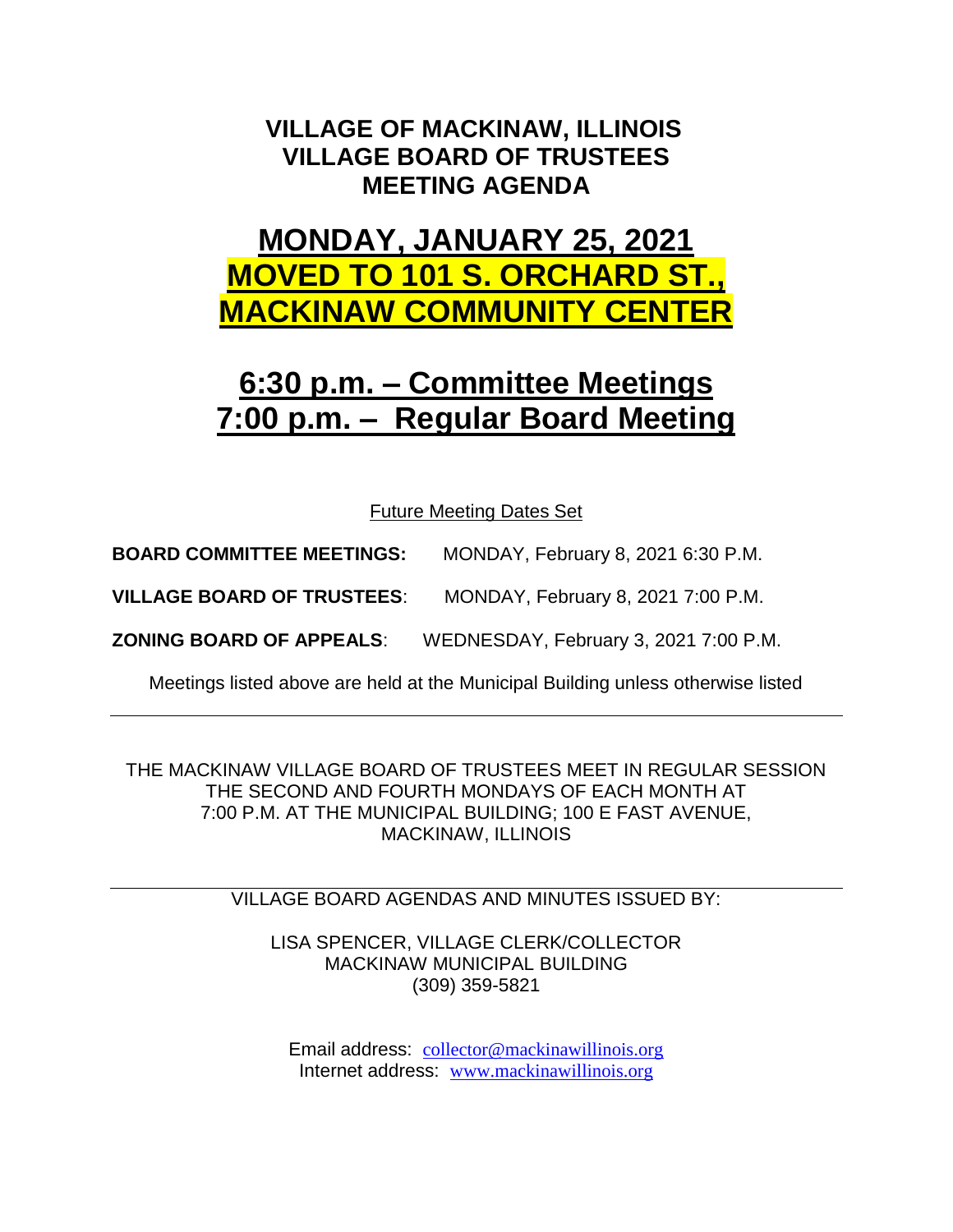# VILLAGE OF MACKINAW, ILLINOIS
# VILLAGE BOARD OF TRUSTEES
# MEETING AGENDA

## MONDAY, JANUARY 25, 2021
## MOVED TO 101 S. ORCHARD ST., MACKINAW COMMUNITY CENTER

## 6:30 p.m. – Committee Meetings
## 7:00 p.m. – Regular Board Meeting

Future Meeting Dates Set

**BOARD COMMITTEE MEETINGS:** MONDAY, February 8, 2021 6:30 P.M.

**VILLAGE BOARD OF TRUSTEES**: MONDAY, February 8, 2021 7:00 P.M.

**ZONING BOARD OF APPEALS**: WEDNESDAY, February 3, 2021 7:00 P.M.

Meetings listed above are held at the Municipal Building unless otherwise listed

---

THE MACKINAW VILLAGE BOARD OF TRUSTEES MEET IN REGULAR SESSION THE SECOND AND FOURTH MONDAYS OF EACH MONTH AT 7:00 P.M. AT THE MUNICIPAL BUILDING; 100 E FAST AVENUE, MACKINAW, ILLINOIS

---

VILLAGE BOARD AGENDAS AND MINUTES ISSUED BY:

LISA SPENCER, VILLAGE CLERK/COLLECTOR
MACKINAW MUNICIPAL BUILDING
(309) 359-5821

Email address: collector@mackinawillinois.org
Internet address: www.mackinawillinois.org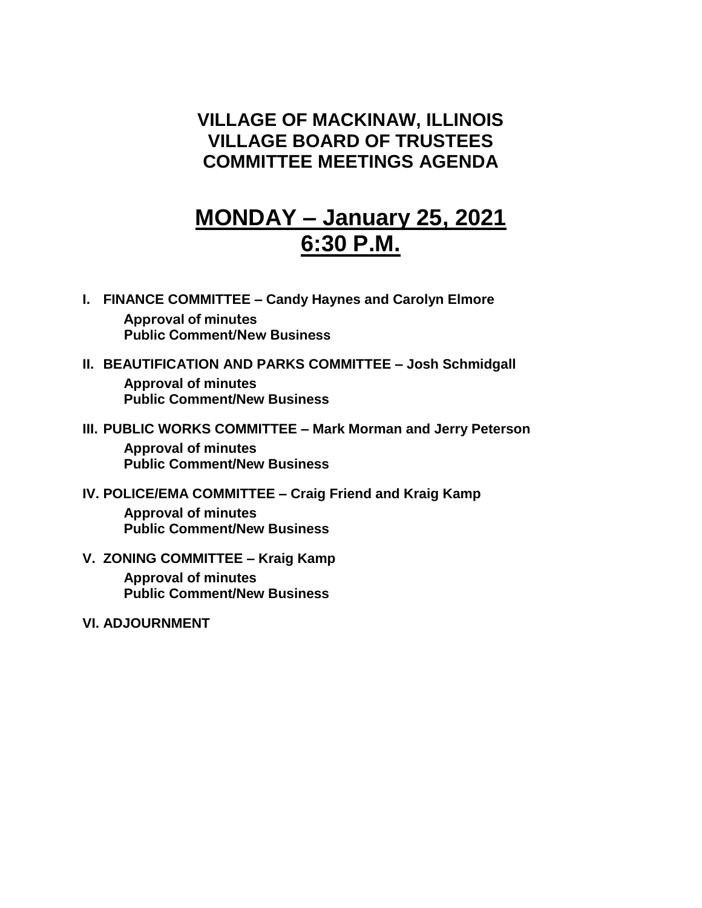# VILLAGE OF MACKINAW, ILLINOIS
# VILLAGE BOARD OF TRUSTEES
# COMMITTEE MEETINGS AGENDA

## MONDAY – January 25, 2021
## 6:30 P.M.

**I. FINANCE COMMITTEE – Candy Haynes and Carolyn Elmore**

**Approval of minutes**
**Public Comment/New Business**

**II. BEAUTIFICATION AND PARKS COMMITTEE – Josh Schmidgall**

**Approval of minutes**
**Public Comment/New Business**

**III. PUBLIC WORKS COMMITTEE – Mark Morman and Jerry Peterson**

**Approval of minutes**
**Public Comment/New Business**

**IV. POLICE/EMA COMMITTEE – Craig Friend and Kraig Kamp**

**Approval of minutes**
**Public Comment/New Business**

**V. ZONING COMMITTEE – Kraig Kamp**

**Approval of minutes**
**Public Comment/New Business**

**VI. ADJOURNMENT**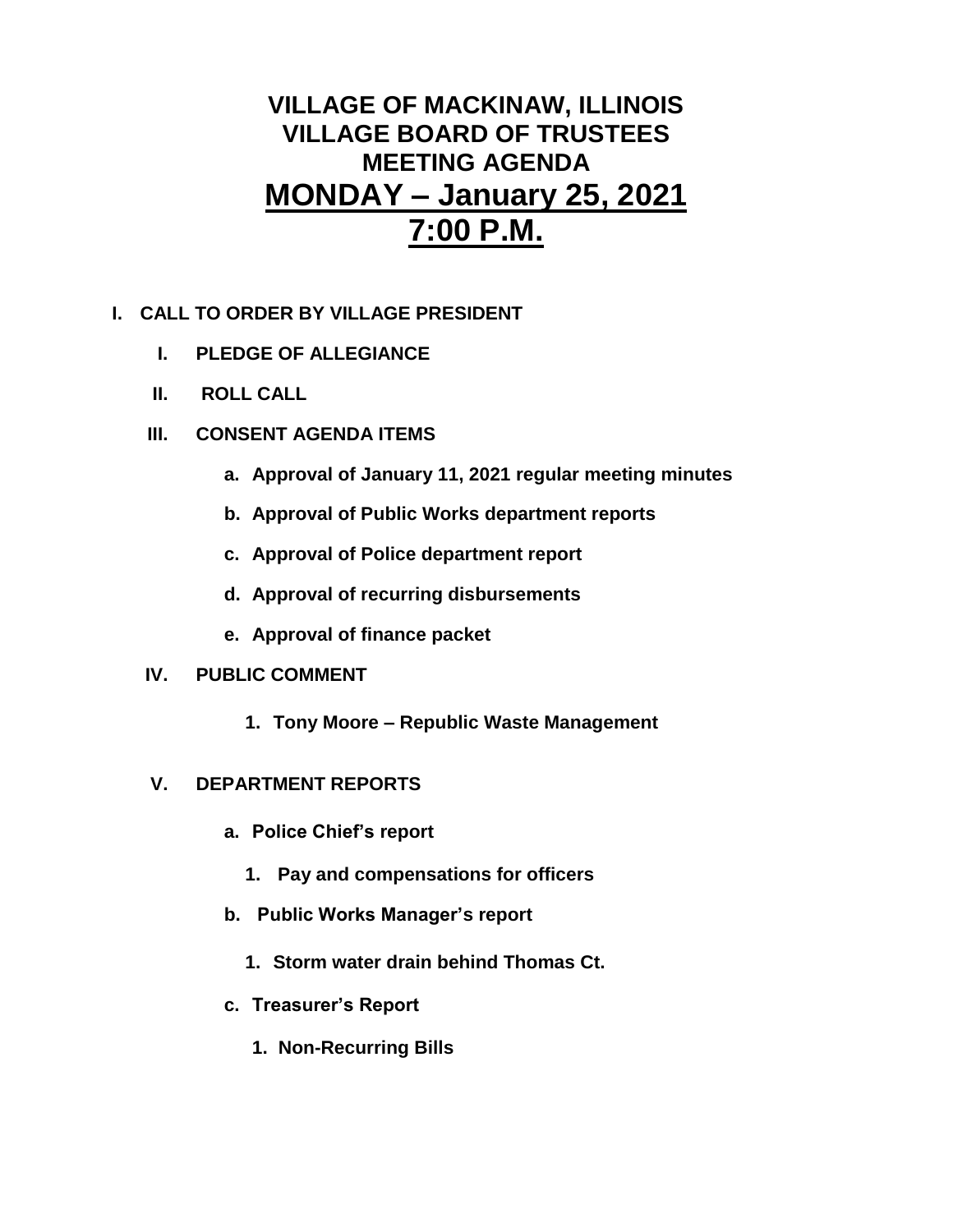# VILLAGE OF MACKINAW, ILLINOIS
# VILLAGE BOARD OF TRUSTEES
# MEETING AGENDA
# MONDAY – January 25, 2021
# 7:00 P.M.

**I. CALL TO ORDER BY VILLAGE PRESIDENT**

- **I. PLEDGE OF ALLEGIANCE**
- **II. ROLL CALL**
- **III. CONSENT AGENDA ITEMS**
  - **a. Approval of January 11, 2021 regular meeting minutes**
  - **b. Approval of Public Works department reports**
  - **c. Approval of Police department report**
  - **d. Approval of recurring disbursements**
  - **e. Approval of finance packet**
- **IV. PUBLIC COMMENT**
  1. **Tony Moore – Republic Waste Management**
- **V. DEPARTMENT REPORTS**
  - **a. Police Chief's report**
    1. **Pay and compensations for officers**
  - **b. Public Works Manager's report**
    1. **Storm water drain behind Thomas Ct.**
  - **c. Treasurer's Report**
    1. **Non-Recurring Bills**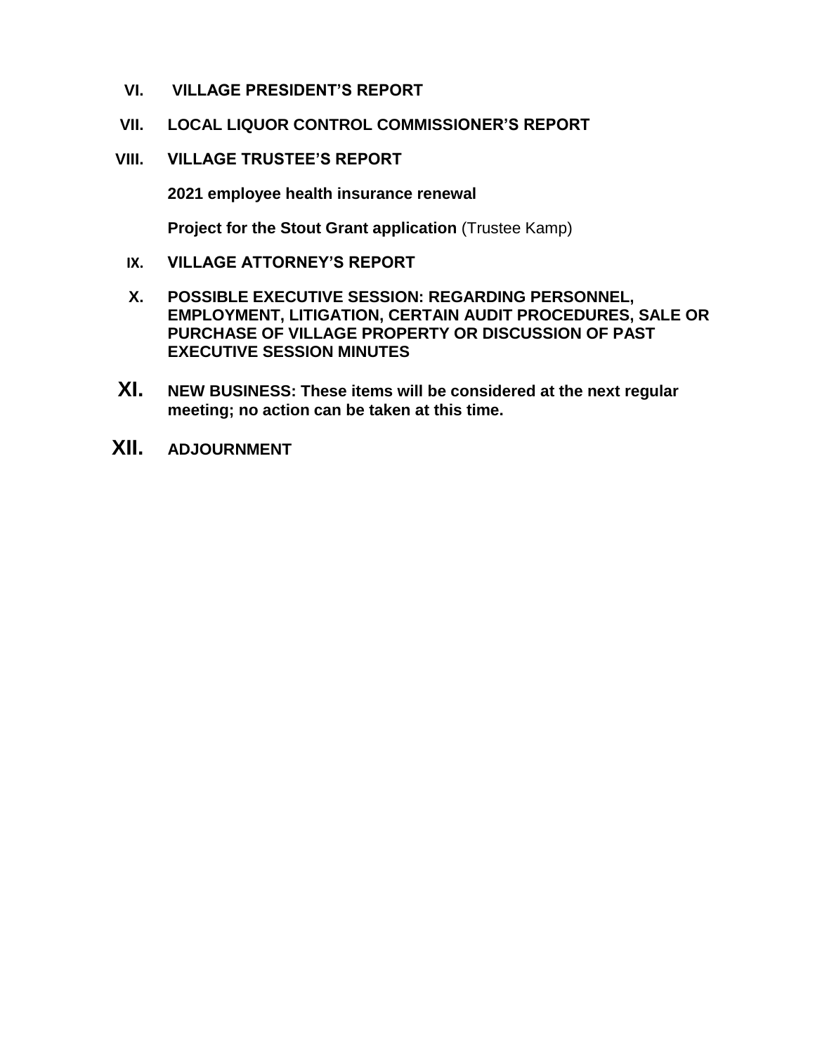**VI. VILLAGE PRESIDENT'S REPORT**

**VII. LOCAL LIQUOR CONTROL COMMISSIONER'S REPORT**

**VIII. VILLAGE TRUSTEE'S REPORT**

**2021 employee health insurance renewal**

**Project for the Stout Grant application** (Trustee Kamp)

**IX. VILLAGE ATTORNEY'S REPORT**

**X. POSSIBLE EXECUTIVE SESSION: REGARDING PERSONNEL, EMPLOYMENT, LITIGATION, CERTAIN AUDIT PROCEDURES, SALE OR PURCHASE OF VILLAGE PROPERTY OR DISCUSSION OF PAST EXECUTIVE SESSION MINUTES**

**XI. NEW BUSINESS: These items will be considered at the next regular meeting; no action can be taken at this time.**

**XII. ADJOURNMENT**